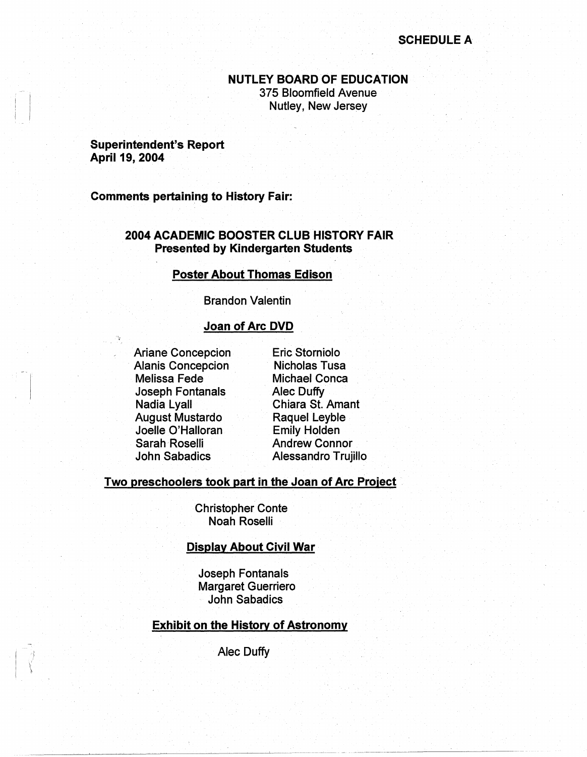SCHEDULE A

# NUTLEY BOARD OF EDUCATION

375 Bloomfield Avenue
Nutley, New Jersey

**Superintendent's Report**
**April 19, 2004**

**Comments pertaining to History Fair:**

## 2004 ACADEMIC BOOSTER CLUB HISTORY FAIR
**Presented by Kindergarten Students**

### Poster About Thomas Edison

Brandon Valentin

### Joan of Arc DVD

Ariane Concepcion
Alanis Concepcion
Melissa Fede
Joseph Fontanals
Nadia Lyall
August Mustardo
Joelle O'Halloran
Sarah Roselli
John Sabadics
Eric Storniolo
Nicholas Tusa
Michael Conca
Alec Duffy
Chiara St. Amant
Raquel Leyble
Emily Holden
Andrew Connor
Alessandro Trujillo

### Two preschoolers took part in the Joan of Arc Project

Christopher Conte
Noah Roselli

### Display About Civil War

Joseph Fontanals
Margaret Guerriero
John Sabadics

### Exhibit on the History of Astronomy

Alec Duffy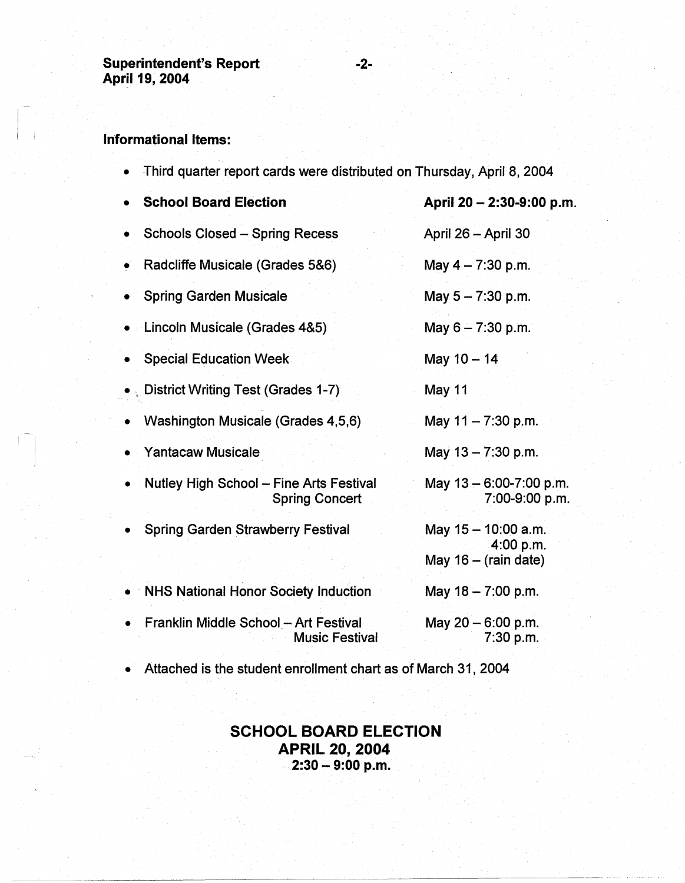## Informational Items:

- Third quarter report cards were distributed on Thursday, April 8, 2004

| | |
|---|---|
| **School Board Election** | **April 20 – 2:30-9:00 p.m.** |
| Schools Closed – Spring Recess | April 26 – April 30 |
| Radcliffe Musicale (Grades 5&6) | May 4 – 7:30 p.m. |
| Spring Garden Musicale | May 5 – 7:30 p.m. |
| Lincoln Musicale (Grades 4&5) | May 6 – 7:30 p.m. |
| Special Education Week | May 10 – 14 |
| District Writing Test (Grades 1-7) | May 11 |
| Washington Musicale (Grades 4,5,6) | May 11 – 7:30 p.m. |
| Yantacaw Musicale | May 13 – 7:30 p.m. |
| Nutley High School – Fine Arts Festival<br>Spring Concert | May 13 – 6:00-7:00 p.m.<br>7:00-9:00 p.m. |
| Spring Garden Strawberry Festival | May 15 – 10:00 a.m.<br>4:00 p.m.<br>May 16 – (rain date) |
| NHS National Honor Society Induction | May 18 – 7:00 p.m. |
| Franklin Middle School – Art Festival<br>Music Festival | May 20 – 6:00 p.m.<br>7:30 p.m. |

- Attached is the student enrollment chart as of March 31, 2004

**SCHOOL BOARD ELECTION**
**APRIL 20, 2004**
**2:30 – 9:00 p.m.**